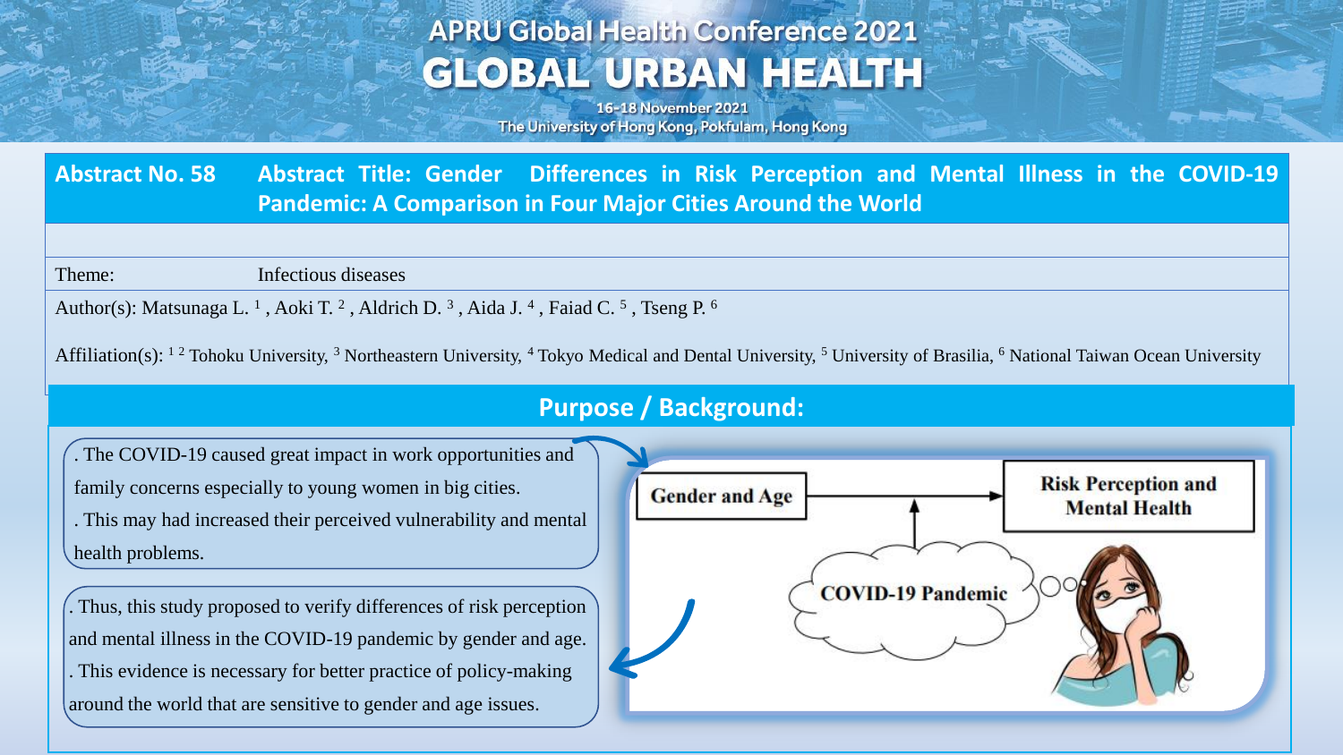APRU Global Health Conference 2021

# GLOBAL URBAN HEALTH

16-18 November 2021
The University of Hong Kong, Pokfulam, Hong Kong

## Abstract No. 58 Abstract Title: Gender Differences in Risk Perception and Mental Illness in the COVID-19 Pandemic: A Comparison in Four Major Cities Around the World

Theme: Infectious diseases

Author(s): Matsunaga L. [1] , Aoki T. [2] , Aldrich D. [3] , Aida J. [4] , Faiad C. [5] , Tseng P. [6]

Affiliation(s): [1] [2] Tohoku University, [3] Northeastern University, [4] Tokyo Medical and Dental University, [5] University of Brasilia, [6] National Taiwan Ocean University

## Purpose / Background:

. The COVID-19 caused great impact in work opportunities and family concerns especially to young women in big cities.
. This may had increased their perceived vulnerability and mental health problems.

. Thus, this study proposed to verify differences of risk perception and mental illness in the COVID-19 pandemic by gender and age.
. This evidence is necessary for better practice of policy-making around the world that are sensitive to gender and age issues.

Gender and Age → Risk Perception and Mental Health

COVID-19 Pandemic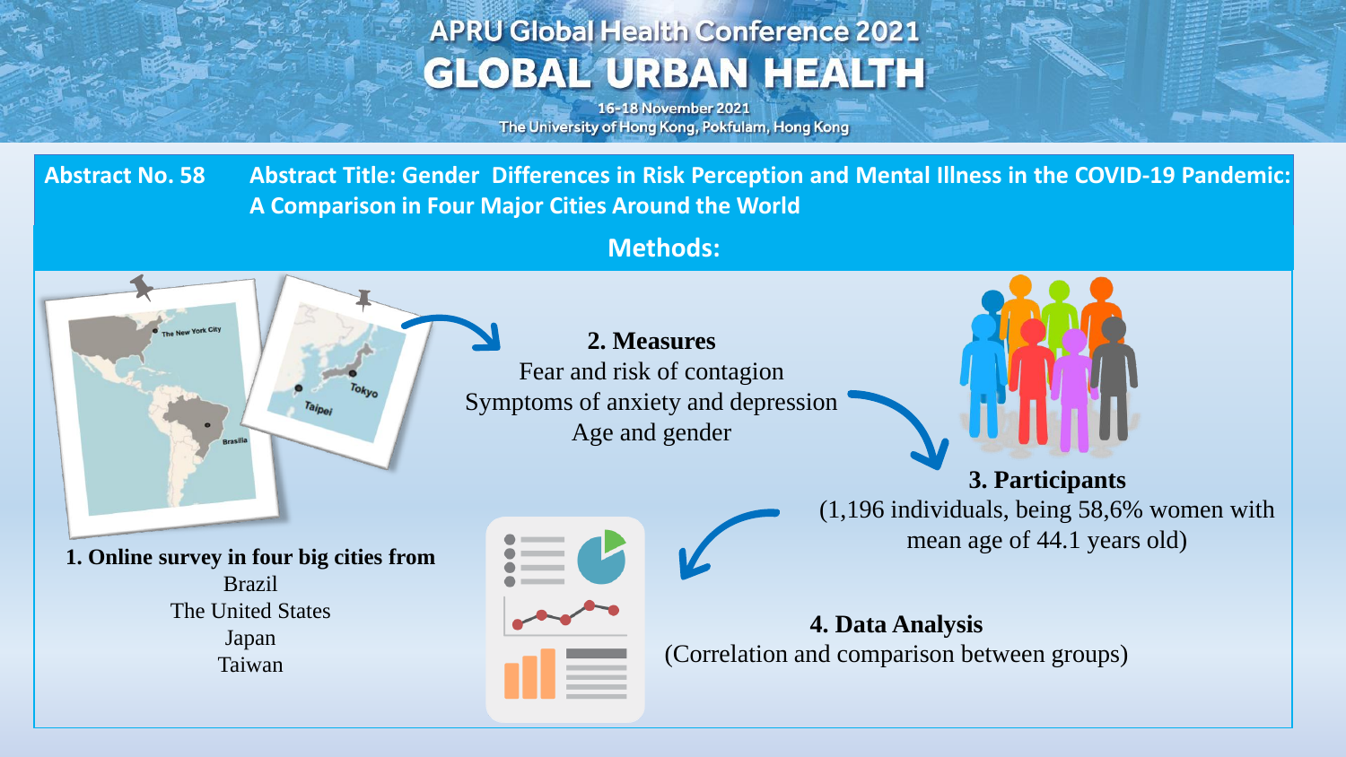# APRU Global Health Conference 2021
# GLOBAL URBAN HEALTH

16-18 November 2021
The University of Hong Kong, Pokfulam, Hong Kong

**Abstract No. 58** **Abstract Title: Gender Differences in Risk Perception and Mental Illness in the COVID-19 Pandemic: A Comparison in Four Major Cities Around the World**

## Methods:

**1. Online survey in four big cities from**

Brazil
The United States
Japan
Taiwan

**2. Measures**

Fear and risk of contagion
Symptoms of anxiety and depression
Age and gender

**3. Participants**

(1,196 individuals, being 58,6% women with mean age of 44.1 years old)

**4. Data Analysis**

(Correlation and comparison between groups)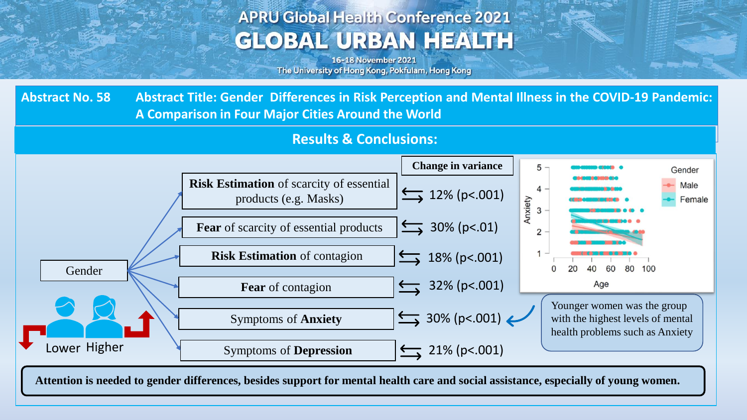APRU Global Health Conference 2021

# GLOBAL URBAN HEALTH

16-18 November 2021
The University of Hong Kong, Pokfulam, Hong Kong

**Abstract No. 58** **Abstract Title: Gender Differences in Risk Perception and Mental Illness in the COVID-19 Pandemic: A Comparison in Four Major Cities Around the World**

## Results & Conclusions:

| | Change in variance |
|---|---|
| **Risk Estimation** of scarcity of essential products (e.g. Masks) | 12% ($p<.001$) |
| **Fear** of scarcity of essential products | 30% ($p<.01$) |
| **Risk Estimation** of contagion | 18% ($p<.001$) |
| **Fear** of contagion | 32% ($p<.001$) |
| Symptoms of **Anxiety** | 30% ($p<.001$) |
| Symptoms of **Depression** | 21% ($p<.001$) |

Gender

Lower Higher

Anxiety
5
4
3
2
1
0 20 40 60 80 100
Age
Gender
Male
Female

Younger women was the group with the highest levels of mental health problems such as Anxiety

**Attention is needed to gender differences, besides support for mental health care and social assistance, especially of young women.**